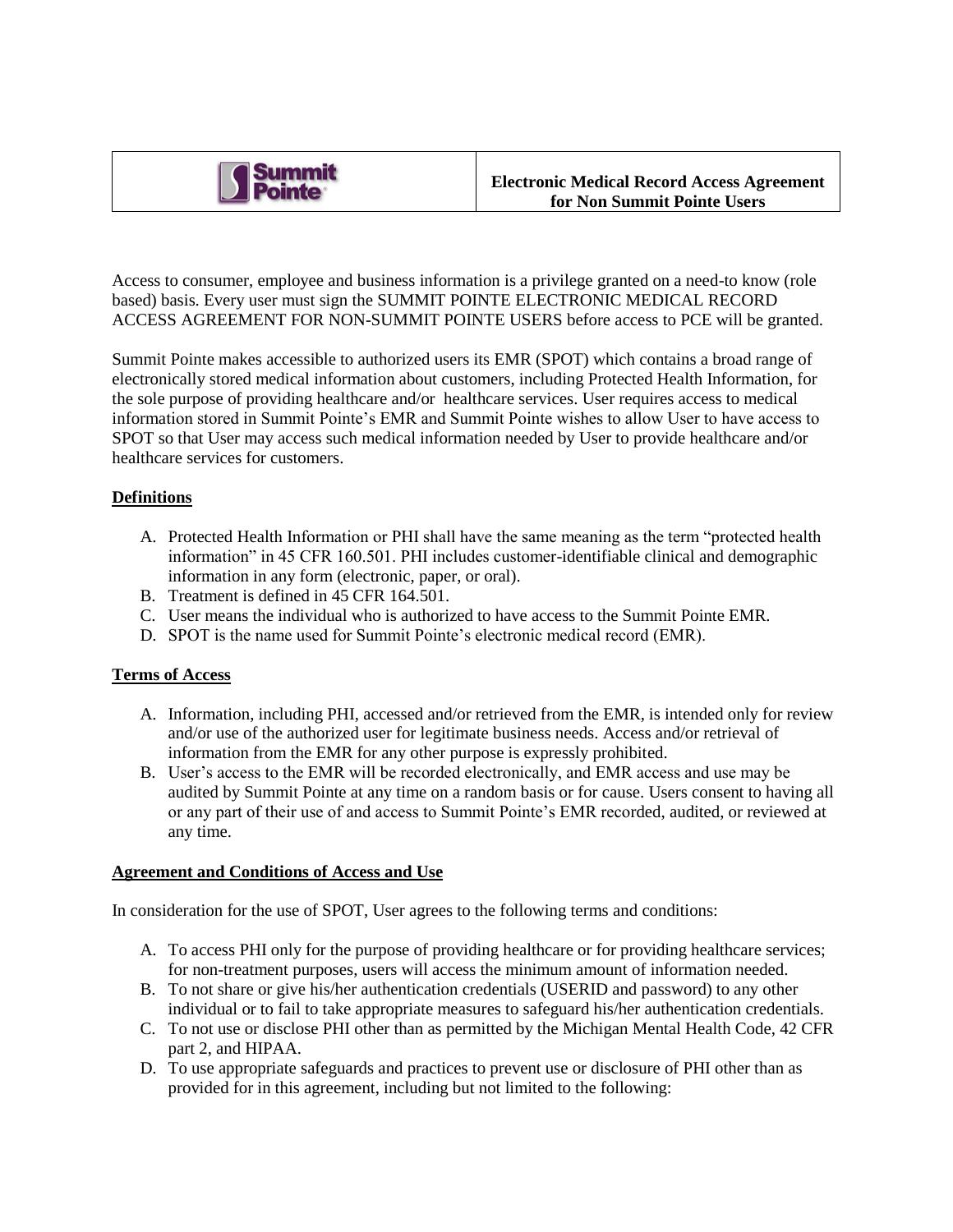| Summit Pointe | **Electronic Medical Record Access Agreement for Non Summit Pointe Users** |
|---|---|

Access to consumer, employee and business information is a privilege granted on a need-to know (role based) basis. Every user must sign the SUMMIT POINTE ELECTRONIC MEDICAL RECORD ACCESS AGREEMENT FOR NON-SUMMIT POINTE USERS before access to PCE will be granted.

Summit Pointe makes accessible to authorized users its EMR (SPOT) which contains a broad range of electronically stored medical information about customers, including Protected Health Information, for the sole purpose of providing healthcare and/or healthcare services. User requires access to medical information stored in Summit Pointe's EMR and Summit Pointe wishes to allow User to have access to SPOT so that User may access such medical information needed by User to provide healthcare and/or healthcare services for customers.

**<u>Definitions</u>**

A. Protected Health Information or PHI shall have the same meaning as the term "protected health information" in 45 CFR 160.501. PHI includes customer-identifiable clinical and demographic information in any form (electronic, paper, or oral).
B. Treatment is defined in 45 CFR 164.501.
C. User means the individual who is authorized to have access to the Summit Pointe EMR.
D. SPOT is the name used for Summit Pointe's electronic medical record (EMR).

**<u>Terms of Access</u>**

A. Information, including PHI, accessed and/or retrieved from the EMR, is intended only for review and/or use of the authorized user for legitimate business needs. Access and/or retrieval of information from the EMR for any other purpose is expressly prohibited.
B. User's access to the EMR will be recorded electronically, and EMR access and use may be audited by Summit Pointe at any time on a random basis or for cause. Users consent to having all or any part of their use of and access to Summit Pointe's EMR recorded, audited, or reviewed at any time.

**<u>Agreement and Conditions of Access and Use</u>**

In consideration for the use of SPOT, User agrees to the following terms and conditions:

A. To access PHI only for the purpose of providing healthcare or for providing healthcare services; for non-treatment purposes, users will access the minimum amount of information needed.
B. To not share or give his/her authentication credentials (USERID and password) to any other individual or to fail to take appropriate measures to safeguard his/her authentication credentials.
C. To not use or disclose PHI other than as permitted by the Michigan Mental Health Code, 42 CFR part 2, and HIPAA.
D. To use appropriate safeguards and practices to prevent use or disclosure of PHI other than as provided for in this agreement, including but not limited to the following: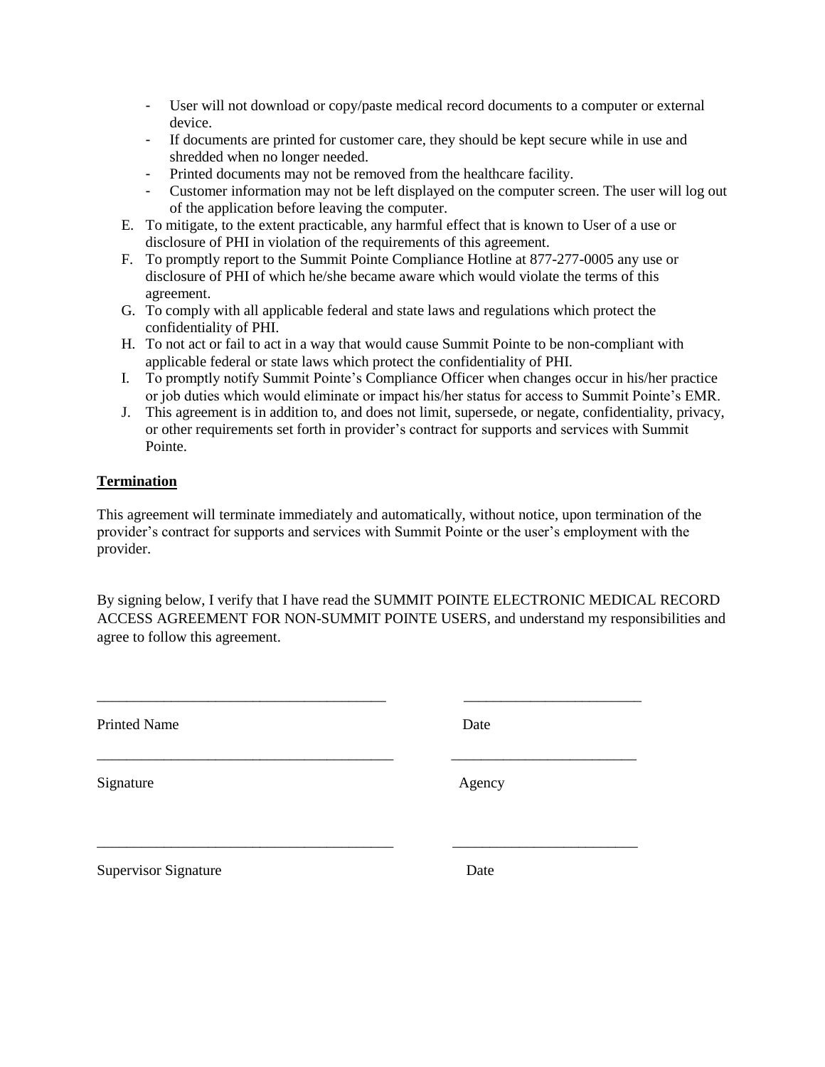- User will not download or copy/paste medical record documents to a computer or external device.
- If documents are printed for customer care, they should be kept secure while in use and shredded when no longer needed.
- Printed documents may not be removed from the healthcare facility.
- Customer information may not be left displayed on the computer screen. The user will log out of the application before leaving the computer.

E. To mitigate, to the extent practicable, any harmful effect that is known to User of a use or disclosure of PHI in violation of the requirements of this agreement.
F. To promptly report to the Summit Pointe Compliance Hotline at 877-277-0005 any use or disclosure of PHI of which he/she became aware which would violate the terms of this agreement.
G. To comply with all applicable federal and state laws and regulations which protect the confidentiality of PHI.
H. To not act or fail to act in a way that would cause Summit Pointe to be non-compliant with applicable federal or state laws which protect the confidentiality of PHI.
I. To promptly notify Summit Pointe's Compliance Officer when changes occur in his/her practice or job duties which would eliminate or impact his/her status for access to Summit Pointe's EMR.
J. This agreement is in addition to, and does not limit, supersede, or negate, confidentiality, privacy, or other requirements set forth in provider's contract for supports and services with Summit Pointe.

**Termination**

This agreement will terminate immediately and automatically, without notice, upon termination of the provider's contract for supports and services with Summit Pointe or the user's employment with the provider.

By signing below, I verify that I have read the SUMMIT POINTE ELECTRONIC MEDICAL RECORD ACCESS AGREEMENT FOR NON-SUMMIT POINTE USERS, and understand my responsibilities and agree to follow this agreement.

_______________________________________ ________________________

Printed Name Date

_______________________________________ ________________________

Signature Agency

_______________________________________ ________________________

Supervisor Signature Date